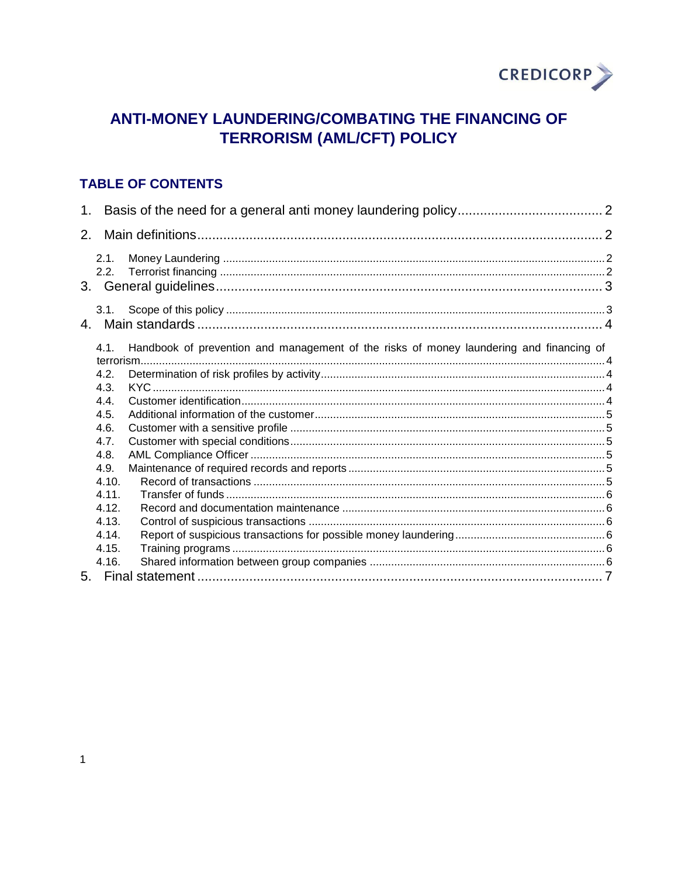CREDICORP

# ANTI-MONEY LAUNDERING/COMBATING THE FINANCING OF TERRORISM (AML/CFT) POLICY

## TABLE OF CONTENTS

1. Basis of the need for a general anti money laundering policy....................................... 2
2. Main definitions.............................................................................................................. 2
   - 2.1. Money Laundering ..................................................................................................... 2
   - 2.2. Terrorist financing ..................................................................................................... 2
3. General guidelines.......................................................................................................... 3
   - 3.1. Scope of this policy .................................................................................................... 3
4. Main standards ............................................................................................................... 4
   - 4.1. Handbook of prevention and management of the risks of money laundering and financing of terrorism........................................................................................................................ 4
   - 4.2. Determination of risk profiles by activity.................................................................... 4
   - 4.3. KYC ........................................................................................................................... 4
   - 4.4. Customer identification............................................................................................. 4
   - 4.5. Additional information of the customer..................................................................... 5
   - 4.6. Customer with a sensitive profile .............................................................................. 5
   - 4.7. Customer with special conditions.............................................................................. 5
   - 4.8. AML Compliance Officer ........................................................................................... 5
   - 4.9. Maintenance of required records and reports ........................................................... 5
   - 4.10. Record of transactions ........................................................................................... 5
   - 4.11. Transfer of funds .................................................................................................... 6
   - 4.12. Record and documentation maintenance ............................................................... 6
   - 4.13. Control of suspicious transactions .......................................................................... 6
   - 4.14. Report of suspicious transactions for possible money laundering ........................... 6
   - 4.15. Training programs ................................................................................................... 6
   - 4.16. Shared information between group companies ...................................................... 6
5. Final statement ............................................................................................................... 7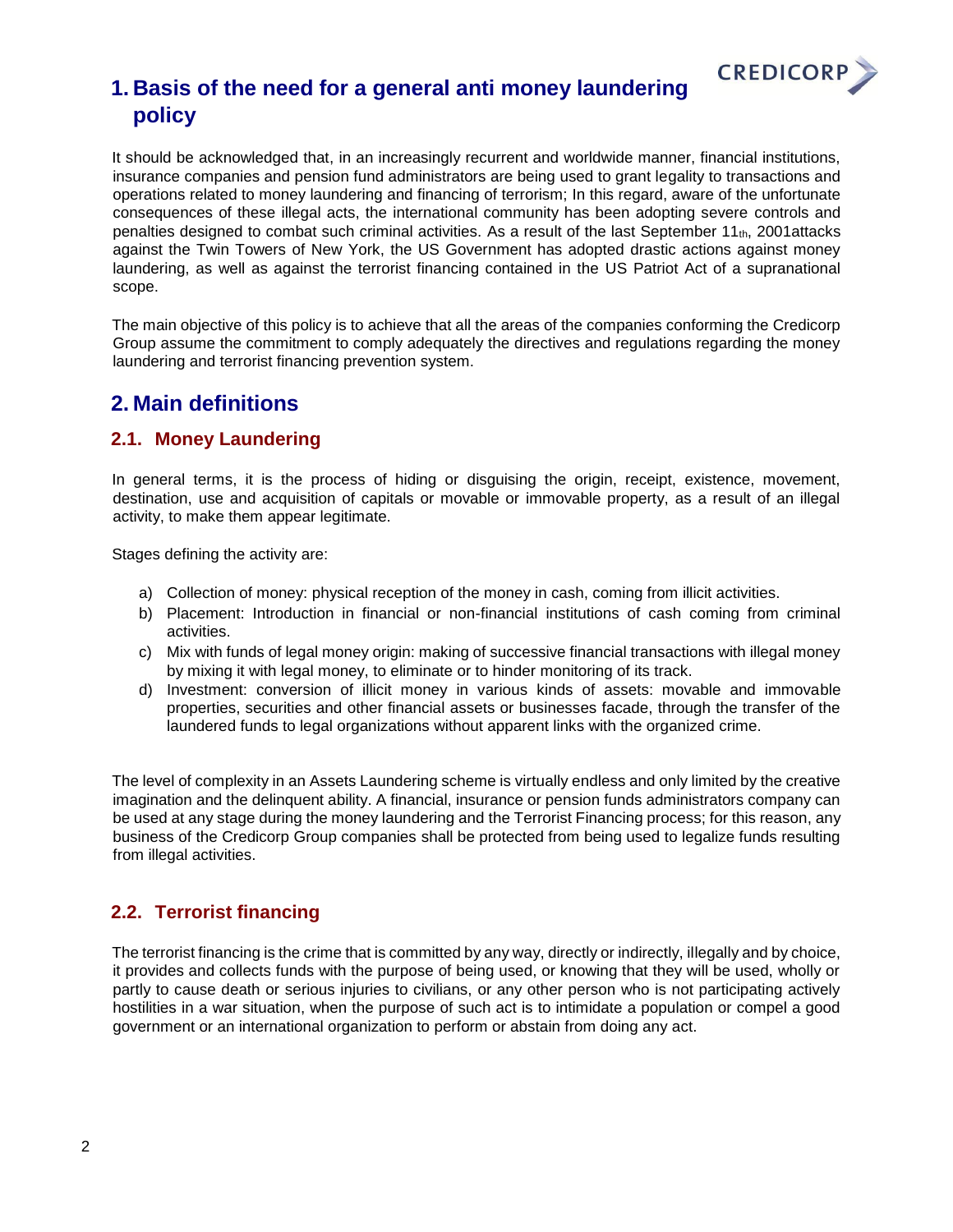# 1. Basis of the need for a general anti money laundering policy

It should be acknowledged that, in an increasingly recurrent and worldwide manner, financial institutions, insurance companies and pension fund administrators are being used to grant legality to transactions and operations related to money laundering and financing of terrorism; In this regard, aware of the unfortunate consequences of these illegal acts, the international community has been adopting severe controls and penalties designed to combat such criminal activities. As a result of the last September 11th, 2001attacks against the Twin Towers of New York, the US Government has adopted drastic actions against money laundering, as well as against the terrorist financing contained in the US Patriot Act of a supranational scope.

The main objective of this policy is to achieve that all the areas of the companies conforming the Credicorp Group assume the commitment to comply adequately the directives and regulations regarding the money laundering and terrorist financing prevention system.

# 2. Main definitions

## 2.1. Money Laundering

In general terms, it is the process of hiding or disguising the origin, receipt, existence, movement, destination, use and acquisition of capitals or movable or immovable property, as a result of an illegal activity, to make them appear legitimate.

Stages defining the activity are:

a) Collection of money: physical reception of the money in cash, coming from illicit activities.
b) Placement: Introduction in financial or non-financial institutions of cash coming from criminal activities.
c) Mix with funds of legal money origin: making of successive financial transactions with illegal money by mixing it with legal money, to eliminate or to hinder monitoring of its track.
d) Investment: conversion of illicit money in various kinds of assets: movable and immovable properties, securities and other financial assets or businesses facade, through the transfer of the laundered funds to legal organizations without apparent links with the organized crime.

The level of complexity in an Assets Laundering scheme is virtually endless and only limited by the creative imagination and the delinquent ability. A financial, insurance or pension funds administrators company can be used at any stage during the money laundering and the Terrorist Financing process; for this reason, any business of the Credicorp Group companies shall be protected from being used to legalize funds resulting from illegal activities.

## 2.2. Terrorist financing

The terrorist financing is the crime that is committed by any way, directly or indirectly, illegally and by choice, it provides and collects funds with the purpose of being used, or knowing that they will be used, wholly or partly to cause death or serious injuries to civilians, or any other person who is not participating actively hostilities in a war situation, when the purpose of such act is to intimidate a population or compel a good government or an international organization to perform or abstain from doing any act.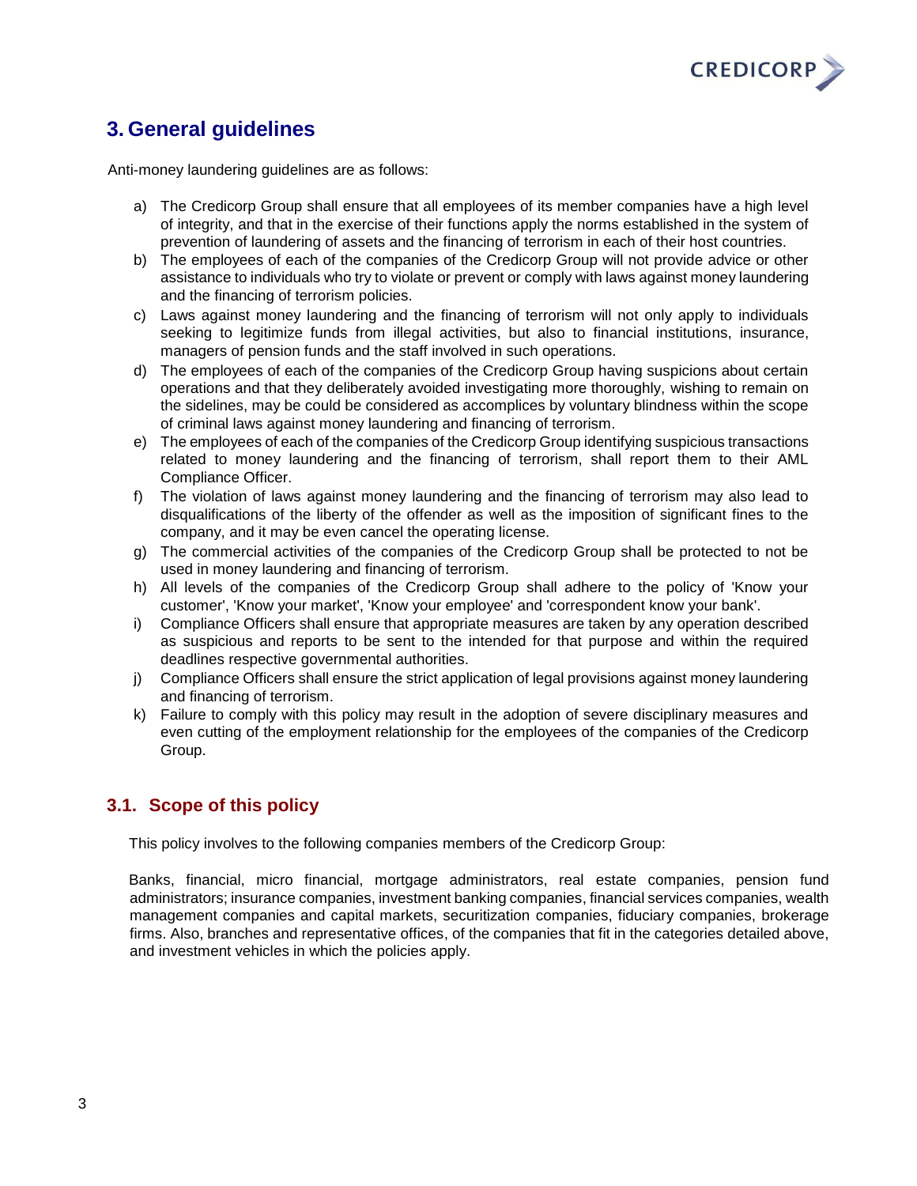# 3. General guidelines

Anti-money laundering guidelines are as follows:

a) The Credicorp Group shall ensure that all employees of its member companies have a high level of integrity, and that in the exercise of their functions apply the norms established in the system of prevention of laundering of assets and the financing of terrorism in each of their host countries.
b) The employees of each of the companies of the Credicorp Group will not provide advice or other assistance to individuals who try to violate or prevent or comply with laws against money laundering and the financing of terrorism policies.
c) Laws against money laundering and the financing of terrorism will not only apply to individuals seeking to legitimize funds from illegal activities, but also to financial institutions, insurance, managers of pension funds and the staff involved in such operations.
d) The employees of each of the companies of the Credicorp Group having suspicions about certain operations and that they deliberately avoided investigating more thoroughly, wishing to remain on the sidelines, may be could be considered as accomplices by voluntary blindness within the scope of criminal laws against money laundering and financing of terrorism.
e) The employees of each of the companies of the Credicorp Group identifying suspicious transactions related to money laundering and the financing of terrorism, shall report them to their AML Compliance Officer.
f) The violation of laws against money laundering and the financing of terrorism may also lead to disqualifications of the liberty of the offender as well as the imposition of significant fines to the company, and it may be even cancel the operating license.
g) The commercial activities of the companies of the Credicorp Group shall be protected to not be used in money laundering and financing of terrorism.
h) All levels of the companies of the Credicorp Group shall adhere to the policy of 'Know your customer', 'Know your market', 'Know your employee' and 'correspondent know your bank'.
i) Compliance Officers shall ensure that appropriate measures are taken by any operation described as suspicious and reports to be sent to the intended for that purpose and within the required deadlines respective governmental authorities.
j) Compliance Officers shall ensure the strict application of legal provisions against money laundering and financing of terrorism.
k) Failure to comply with this policy may result in the adoption of severe disciplinary measures and even cutting of the employment relationship for the employees of the companies of the Credicorp Group.

## 3.1. Scope of this policy

This policy involves to the following companies members of the Credicorp Group:

Banks, financial, micro financial, mortgage administrators, real estate companies, pension fund administrators; insurance companies, investment banking companies, financial services companies, wealth management companies and capital markets, securitization companies, fiduciary companies, brokerage firms. Also, branches and representative offices, of the companies that fit in the categories detailed above, and investment vehicles in which the policies apply.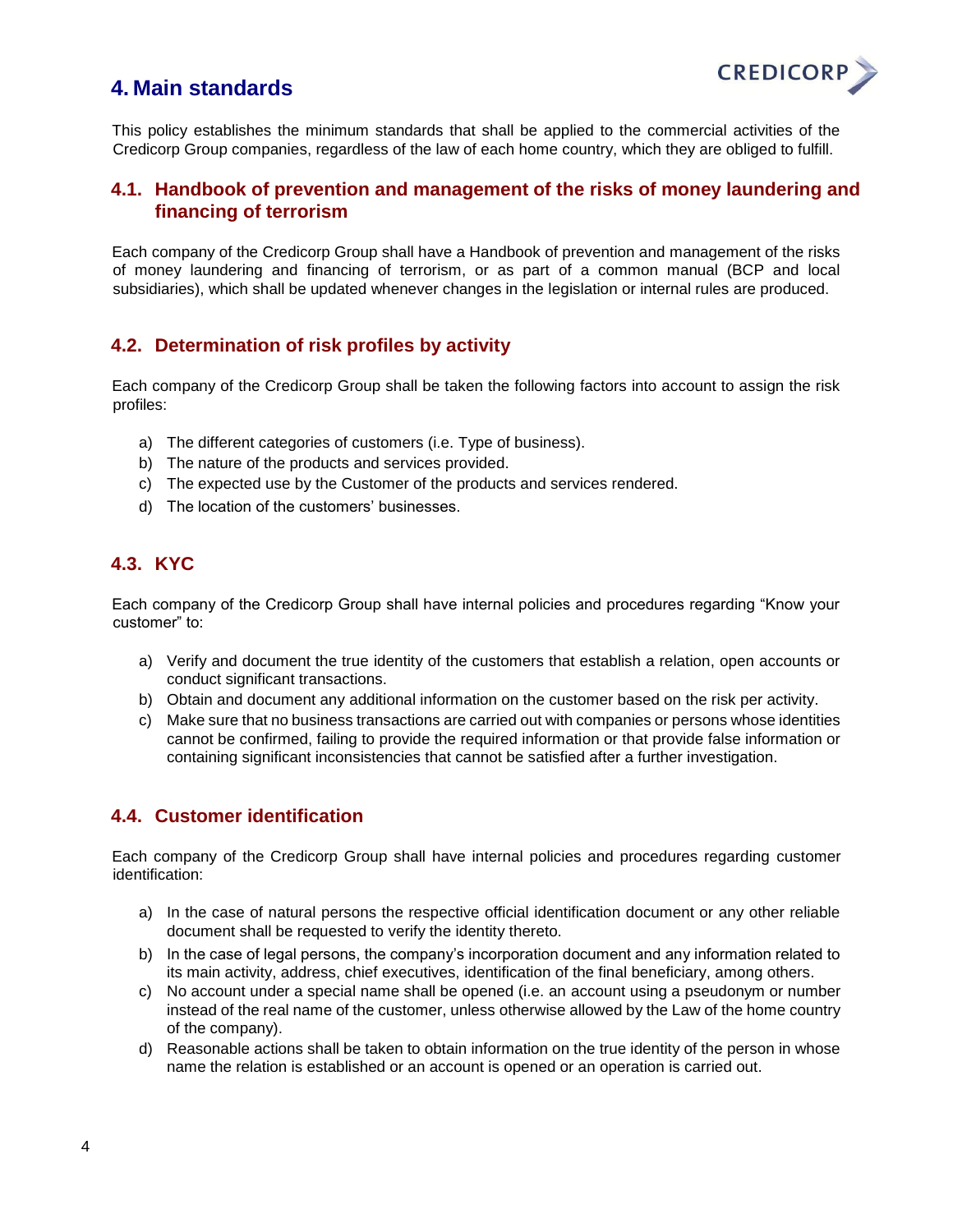## 4. Main standards

This policy establishes the minimum standards that shall be applied to the commercial activities of the Credicorp Group companies, regardless of the law of each home country, which they are obliged to fulfill.

### 4.1. Handbook of prevention and management of the risks of money laundering and financing of terrorism

Each company of the Credicorp Group shall have a Handbook of prevention and management of the risks of money laundering and financing of terrorism, or as part of a common manual (BCP and local subsidiaries), which shall be updated whenever changes in the legislation or internal rules are produced.

### 4.2. Determination of risk profiles by activity

Each company of the Credicorp Group shall be taken the following factors into account to assign the risk profiles:

a) The different categories of customers (i.e. Type of business).
b) The nature of the products and services provided.
c) The expected use by the Customer of the products and services rendered.
d) The location of the customers' businesses.

### 4.3. KYC

Each company of the Credicorp Group shall have internal policies and procedures regarding "Know your customer" to:

a) Verify and document the true identity of the customers that establish a relation, open accounts or conduct significant transactions.
b) Obtain and document any additional information on the customer based on the risk per activity.
c) Make sure that no business transactions are carried out with companies or persons whose identities cannot be confirmed, failing to provide the required information or that provide false information or containing significant inconsistencies that cannot be satisfied after a further investigation.

### 4.4. Customer identification

Each company of the Credicorp Group shall have internal policies and procedures regarding customer identification:

a) In the case of natural persons the respective official identification document or any other reliable document shall be requested to verify the identity thereto.
b) In the case of legal persons, the company's incorporation document and any information related to its main activity, address, chief executives, identification of the final beneficiary, among others.
c) No account under a special name shall be opened (i.e. an account using a pseudonym or number instead of the real name of the customer, unless otherwise allowed by the Law of the home country of the company).
d) Reasonable actions shall be taken to obtain information on the true identity of the person in whose name the relation is established or an account is opened or an operation is carried out.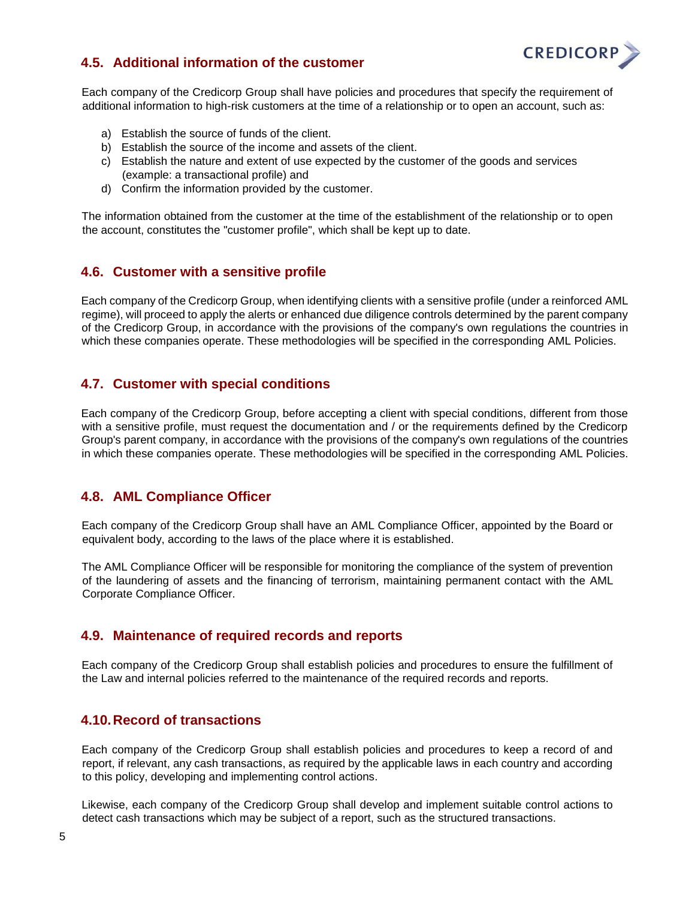## 4.5. Additional information of the customer

Each company of the Credicorp Group shall have policies and procedures that specify the requirement of additional information to high-risk customers at the time of a relationship or to open an account, such as:

a) Establish the source of funds of the client.
b) Establish the source of the income and assets of the client.
c) Establish the nature and extent of use expected by the customer of the goods and services (example: a transactional profile) and
d) Confirm the information provided by the customer.

The information obtained from the customer at the time of the establishment of the relationship or to open the account, constitutes the "customer profile", which shall be kept up to date.

## 4.6. Customer with a sensitive profile

Each company of the Credicorp Group, when identifying clients with a sensitive profile (under a reinforced AML regime), will proceed to apply the alerts or enhanced due diligence controls determined by the parent company of the Credicorp Group, in accordance with the provisions of the company's own regulations the countries in which these companies operate. These methodologies will be specified in the corresponding AML Policies.

## 4.7. Customer with special conditions

Each company of the Credicorp Group, before accepting a client with special conditions, different from those with a sensitive profile, must request the documentation and / or the requirements defined by the Credicorp Group's parent company, in accordance with the provisions of the company's own regulations of the countries in which these companies operate. These methodologies will be specified in the corresponding AML Policies.

## 4.8. AML Compliance Officer

Each company of the Credicorp Group shall have an AML Compliance Officer, appointed by the Board or equivalent body, according to the laws of the place where it is established.

The AML Compliance Officer will be responsible for monitoring the compliance of the system of prevention of the laundering of assets and the financing of terrorism, maintaining permanent contact with the AML Corporate Compliance Officer.

## 4.9. Maintenance of required records and reports

Each company of the Credicorp Group shall establish policies and procedures to ensure the fulfillment of the Law and internal policies referred to the maintenance of the required records and reports.

## 4.10. Record of transactions

Each company of the Credicorp Group shall establish policies and procedures to keep a record of and report, if relevant, any cash transactions, as required by the applicable laws in each country and according to this policy, developing and implementing control actions.

Likewise, each company of the Credicorp Group shall develop and implement suitable control actions to detect cash transactions which may be subject of a report, such as the structured transactions.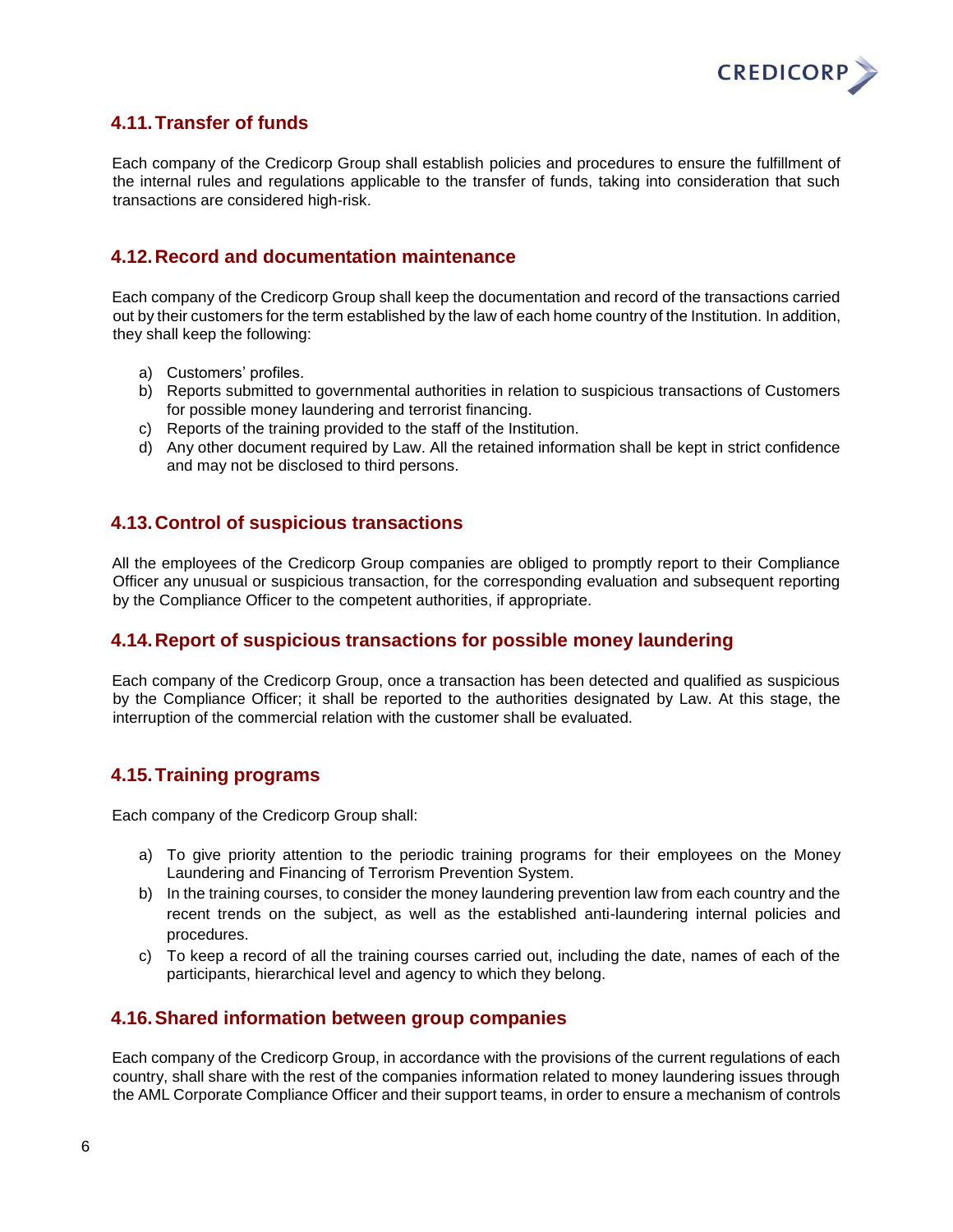## 4.11. Transfer of funds

Each company of the Credicorp Group shall establish policies and procedures to ensure the fulfillment of the internal rules and regulations applicable to the transfer of funds, taking into consideration that such transactions are considered high-risk.

## 4.12. Record and documentation maintenance

Each company of the Credicorp Group shall keep the documentation and record of the transactions carried out by their customers for the term established by the law of each home country of the Institution. In addition, they shall keep the following:

a) Customers' profiles.
b) Reports submitted to governmental authorities in relation to suspicious transactions of Customers for possible money laundering and terrorist financing.
c) Reports of the training provided to the staff of the Institution.
d) Any other document required by Law. All the retained information shall be kept in strict confidence and may not be disclosed to third persons.

## 4.13. Control of suspicious transactions

All the employees of the Credicorp Group companies are obliged to promptly report to their Compliance Officer any unusual or suspicious transaction, for the corresponding evaluation and subsequent reporting by the Compliance Officer to the competent authorities, if appropriate.

## 4.14. Report of suspicious transactions for possible money laundering

Each company of the Credicorp Group, once a transaction has been detected and qualified as suspicious by the Compliance Officer; it shall be reported to the authorities designated by Law. At this stage, the interruption of the commercial relation with the customer shall be evaluated.

## 4.15. Training programs

Each company of the Credicorp Group shall:

a) To give priority attention to the periodic training programs for their employees on the Money Laundering and Financing of Terrorism Prevention System.
b) In the training courses, to consider the money laundering prevention law from each country and the recent trends on the subject, as well as the established anti-laundering internal policies and procedures.
c) To keep a record of all the training courses carried out, including the date, names of each of the participants, hierarchical level and agency to which they belong.

## 4.16. Shared information between group companies

Each company of the Credicorp Group, in accordance with the provisions of the current regulations of each country, shall share with the rest of the companies information related to money laundering issues through the AML Corporate Compliance Officer and their support teams, in order to ensure a mechanism of controls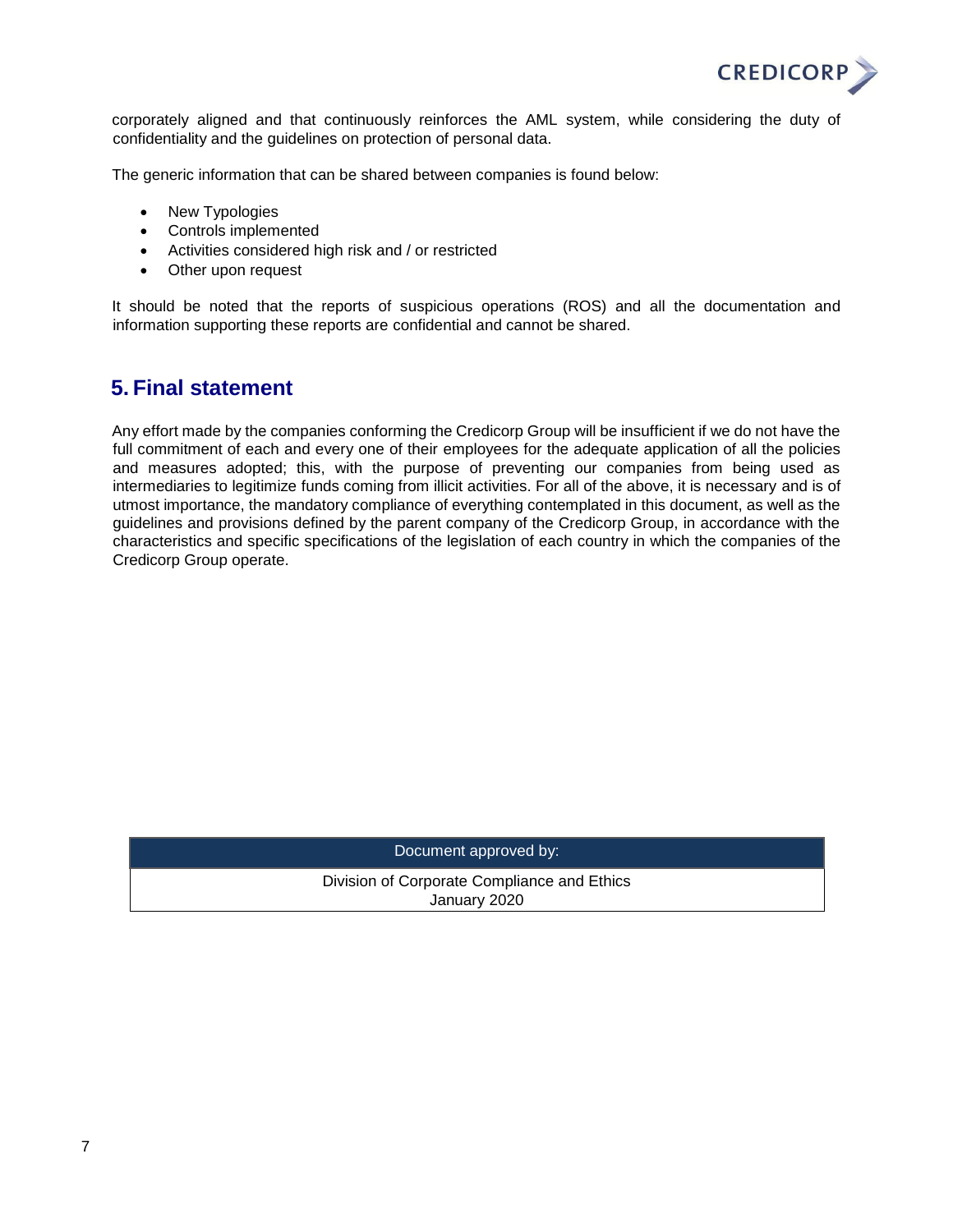corporately aligned and that continuously reinforces the AML system, while considering the duty of confidentiality and the guidelines on protection of personal data.

The generic information that can be shared between companies is found below:

- New Typologies
- Controls implemented
- Activities considered high risk and / or restricted
- Other upon request

It should be noted that the reports of suspicious operations (ROS) and all the documentation and information supporting these reports are confidential and cannot be shared.

## 5. Final statement

Any effort made by the companies conforming the Credicorp Group will be insufficient if we do not have the full commitment of each and every one of their employees for the adequate application of all the policies and measures adopted; this, with the purpose of preventing our companies from being used as intermediaries to legitimize funds coming from illicit activities. For all of the above, it is necessary and is of utmost importance, the mandatory compliance of everything contemplated in this document, as well as the guidelines and provisions defined by the parent company of the Credicorp Group, in accordance with the characteristics and specific specifications of the legislation of each country in which the companies of the Credicorp Group operate.

| Document approved by: |
|---|
| Division of Corporate Compliance and Ethics<br>January 2020 |